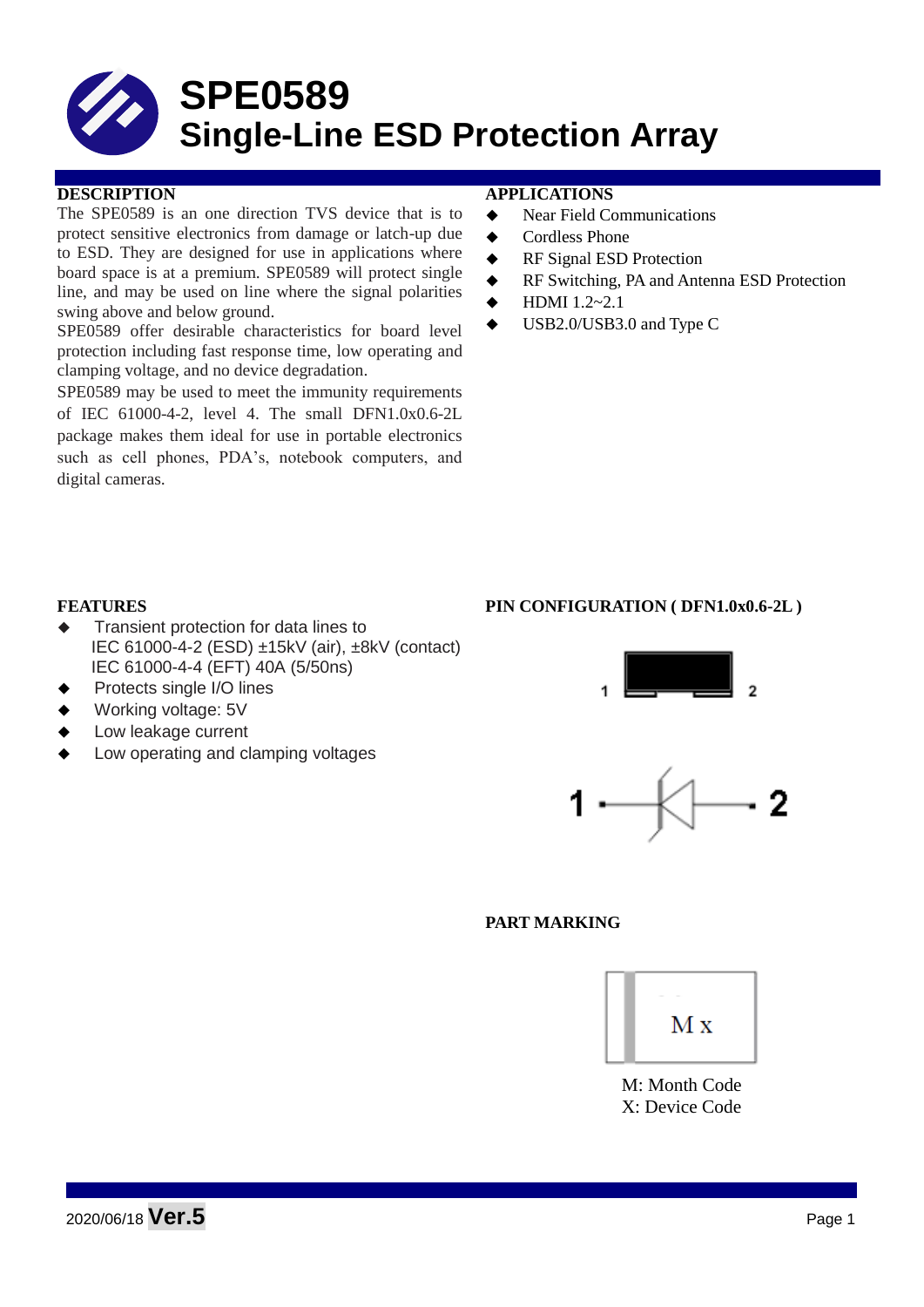# SPE0589
# Single-Line ESD Protection Array

## DESCRIPTION

The SPE0589 is an one direction TVS device that is to protect sensitive electronics from damage or latch-up due to ESD. They are designed for use in applications where board space is at a premium. SPE0589 will protect single line, and may be used on line where the signal polarities swing above and below ground.

SPE0589 offer desirable characteristics for board level protection including fast response time, low operating and clamping voltage, and no device degradation.

SPE0589 may be used to meet the immunity requirements of IEC 61000-4-2, level 4. The small DFN1.0x0.6-2L package makes them ideal for use in portable electronics such as cell phones, PDA's, notebook computers, and digital cameras.

## APPLICATIONS

- Near Field Communications
- Cordless Phone
- RF Signal ESD Protection
- RF Switching, PA and Antenna ESD Protection
- HDMI 1.2~2.1
- USB2.0/USB3.0 and Type C

## FEATURES

- Transient protection for data lines to IEC 61000-4-2 (ESD) ±15kV (air), ±8kV (contact) IEC 61000-4-4 (EFT) 40A (5/50ns)
- Protects single I/O lines
- Working voltage: 5V
- Low leakage current
- Low operating and clamping voltages

## PIN CONFIGURATION ( DFN1.0x0.6-2L )

1 2

1 2

## PART MARKING

M x

M: Month Code
X: Device Code

2020/06/18 **Ver.5**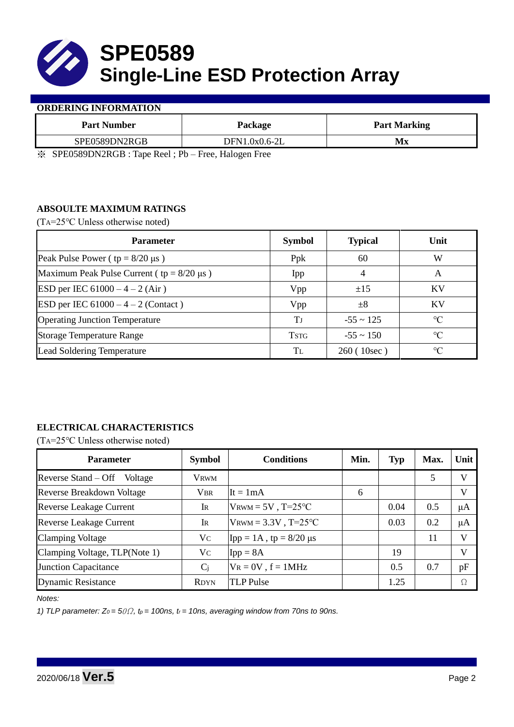# SPE0589
# Single-Line ESD Protection Array

## ORDERING INFORMATION

| Part Number | Package | Part Marking |
|---|---|---|
| SPE0589DN2RGB | DFN1.0x0.6-2L | **Mx** |

※ SPE0589DN2RGB : Tape Reel ; Pb – Free, Halogen Free

## ABSOULTE MAXIMUM RATINGS

($T_A$=25℃ Unless otherwise noted)

| Parameter | Symbol | Typical | Unit |
|---|---|---|---|
| Peak Pulse Power ( tp = 8/20 µs ) | Ppk | 60 | W |
| Maximum Peak Pulse Current ( tp = 8/20 µs ) | Ipp | 4 | A |
| ESD per IEC 61000 – 4 – 2 (Air ) | Vpp | ±15 | KV |
| ESD per IEC 61000 – 4 – 2 (Contact ) | Vpp | ±8 | KV |
| Operating Junction Temperature | $T_J$ | -55 ~ 125 | ℃ |
| Storage Temperature Range | $T_{STG}$ | -55 ~ 150 | ℃ |
| Lead Soldering Temperature | $T_L$ | 260 ( 10sec ) | ℃ |

## ELECTRICAL CHARACTERISTICS

($T_A$=25℃ Unless otherwise noted)

| Parameter | Symbol | Conditions | Min. | Typ | Max. | Unit |
|---|---|---|---|---|---|---|
| Reverse Stand – Off Voltage | $V_{RWM}$ | | | | 5 | V |
| Reverse Breakdown Voltage | $V_{BR}$ | It = 1mA | 6 | | | V |
| Reverse Leakage Current | $I_R$ | $V_{RWM}$ = 5V , T=25℃ | | 0.04 | 0.5 | µA |
| Reverse Leakage Current | $I_R$ | $V_{RWM}$ = 3.3V , T=25℃ | | 0.03 | 0.2 | µA |
| Clamping Voltage | $V_C$ | Ipp = 1A , tp = 8/20 µs | | | 11 | V |
| Clamping Voltage, TLP(Note 1) | $V_C$ | Ipp = 8A | | 19 | | V |
| Junction Capacitance | $C_j$ | $V_R$ = 0V , f = 1MHz | | 0.5 | 0.7 | pF |
| Dynamic Resistance | $R_{DYN}$ | TLP Pulse | | 1.25 | | Ω |

*Notes:*

*1) TLP parameter: $Z_0$ = 50Ω, $t_p$ = 100ns, $t_r$ = 10ns, averaging window from 70ns to 90ns.*

2020/06/18 **Ver.5**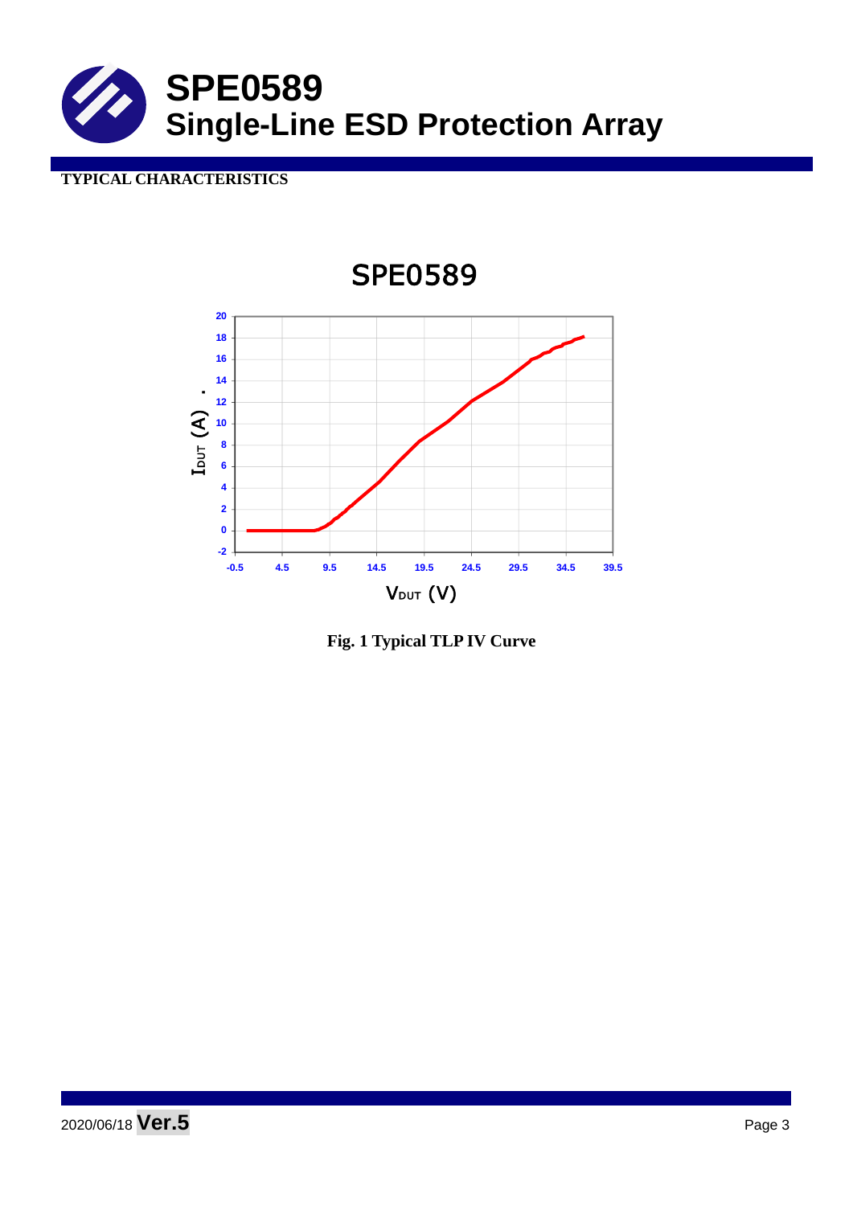# SPE0589
# Single-Line ESD Protection Array

**TYPICAL CHARACTERISTICS**

SPE0589

$I_{DUT}$ (A)

$V_{DUT}$ (V)

**Fig. 1 Typical TLP IV Curve**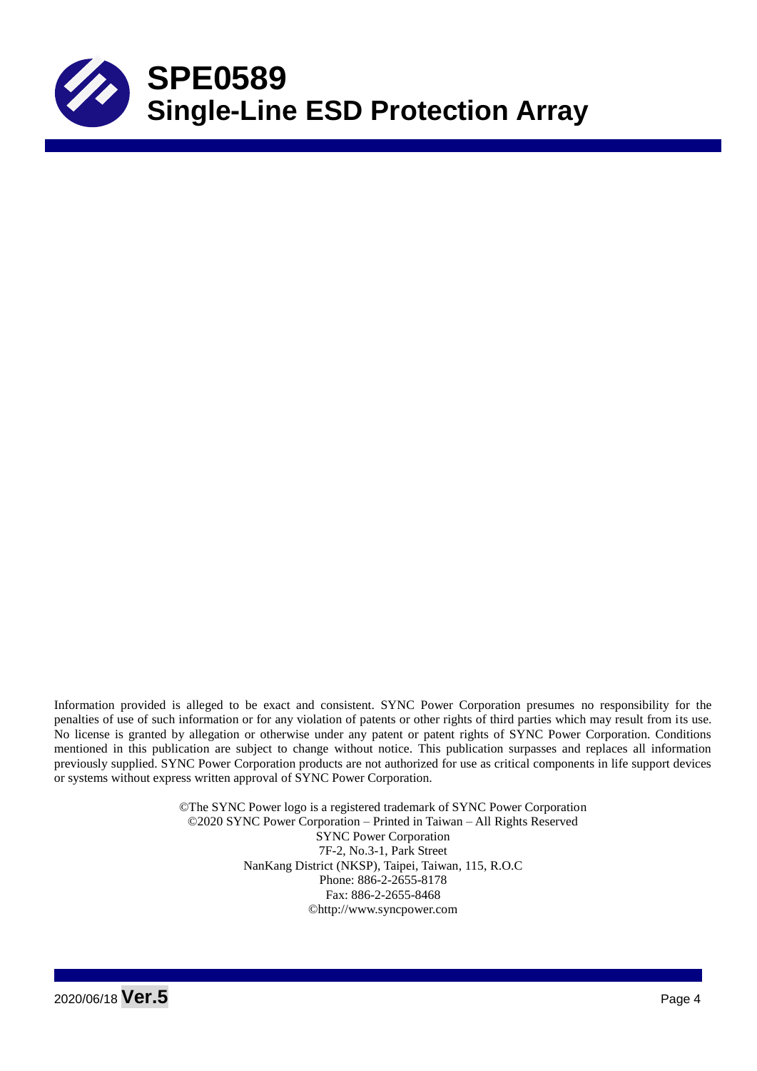Information provided is alleged to be exact and consistent. SYNC Power Corporation presumes no responsibility for the penalties of use of such information or for any violation of patents or other rights of third parties which may result from its use. No license is granted by allegation or otherwise under any patent or patent rights of SYNC Power Corporation. Conditions mentioned in this publication are subject to change without notice. This publication surpasses and replaces all information previously supplied. SYNC Power Corporation products are not authorized for use as critical components in life support devices or systems without express written approval of SYNC Power Corporation.

©The SYNC Power logo is a registered trademark of SYNC Power Corporation
©2020 SYNC Power Corporation – Printed in Taiwan – All Rights Reserved
SYNC Power Corporation
7F-2, No.3-1, Park Street
NanKang District (NKSP), Taipei, Taiwan, 115, R.O.C
Phone: 886-2-2655-8178
Fax: 886-2-2655-8468
©http://www.syncpower.com